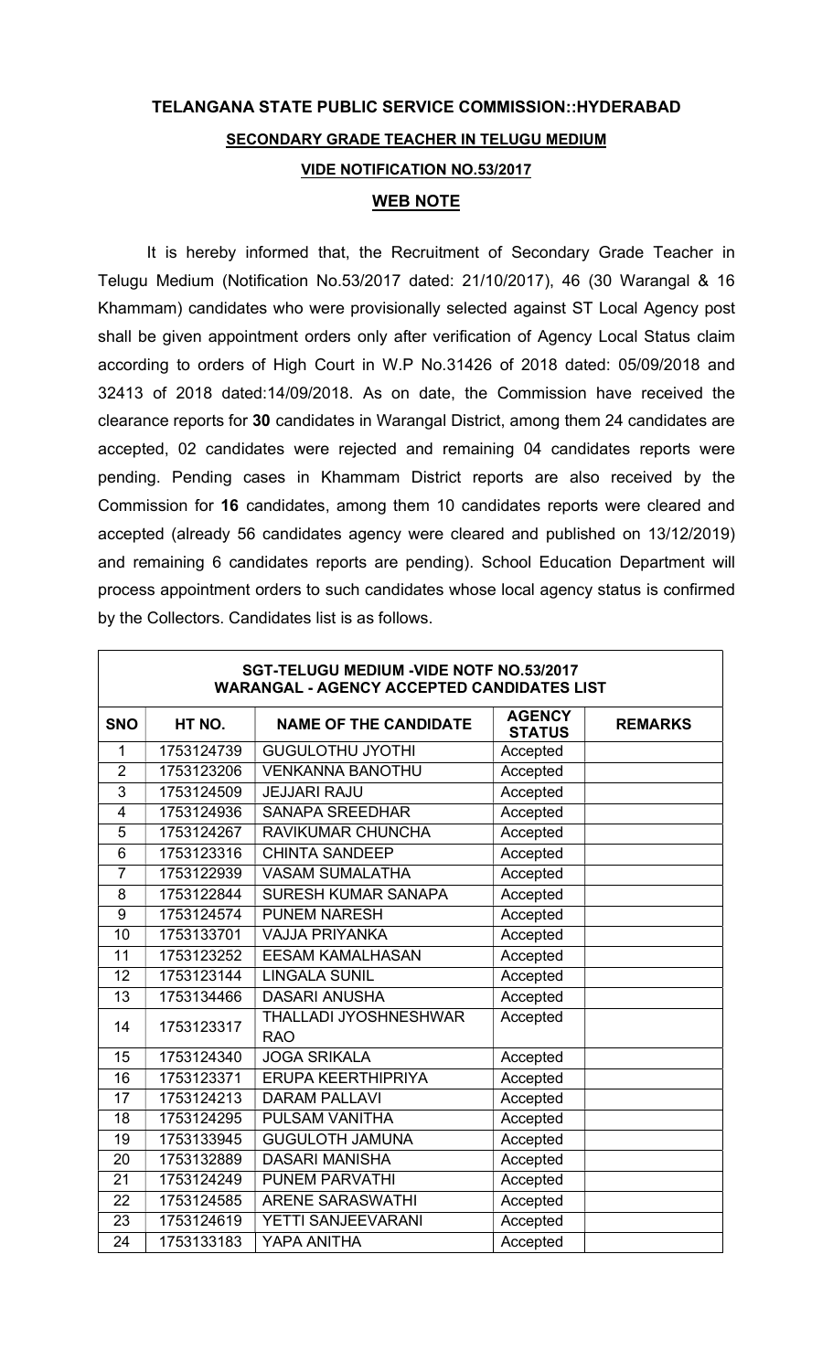# TELANGANA STATE PUBLIC SERVICE COMMISSION::HYDERABAD

## SECONDARY GRADE TEACHER IN TELUGU MEDIUM

### VIDE NOTIFICATION NO.53/2017

### WEB NOTE

It is hereby informed that, the Recruitment of Secondary Grade Teacher in Telugu Medium (Notification No.53/2017 dated: 21/10/2017), 46 (30 Warangal & 16 Khammam) candidates who were provisionally selected against ST Local Agency post shall be given appointment orders only after verification of Agency Local Status claim according to orders of High Court in W.P No.31426 of 2018 dated: 05/09/2018 and 32413 of 2018 dated:14/09/2018. As on date, the Commission have received the clearance reports for **30** candidates in Warangal District, among them 24 candidates are accepted, 02 candidates were rejected and remaining 04 candidates reports were pending. Pending cases in Khammam District reports are also received by the Commission for **16** candidates, among them 10 candidates reports were cleared and accepted (already 56 candidates agency were cleared and published on 13/12/2019) and remaining 6 candidates reports are pending). School Education Department will process appointment orders to such candidates whose local agency status is confirmed by the Collectors. Candidates list is as follows.

| SGT-TELUGU MEDIUM -VIDE NOTF NO.53/2017 WARANGAL - AGENCY ACCEPTED CANDIDATES LIST | | | | |
|---|---|---|---|---|
| **SNO** | **HT NO.** | **NAME OF THE CANDIDATE** | **AGENCY STATUS** | **REMARKS** |
| 1 | 1753124739 | GUGULOTHU JYOTHI | Accepted | |
| 2 | 1753123206 | VENKANNA BANOTHU | Accepted | |
| 3 | 1753124509 | JEJJARI RAJU | Accepted | |
| 4 | 1753124936 | SANAPA SREEDHAR | Accepted | |
| 5 | 1753124267 | RAVIKUMAR CHUNCHA | Accepted | |
| 6 | 1753123316 | CHINTA SANDEEP | Accepted | |
| 7 | 1753122939 | VASAM SUMALATHA | Accepted | |
| 8 | 1753122844 | SURESH KUMAR SANAPA | Accepted | |
| 9 | 1753124574 | PUNEM NARESH | Accepted | |
| 10 | 1753133701 | VAJJA PRIYANKA | Accepted | |
| 11 | 1753123252 | EESAM KAMALHASAN | Accepted | |
| 12 | 1753123144 | LINGALA SUNIL | Accepted | |
| 13 | 1753134466 | DASARI ANUSHA | Accepted | |
| 14 | 1753123317 | THALLADI JYOSHNESHWAR RAO | Accepted | |
| 15 | 1753124340 | JOGA SRIKALA | Accepted | |
| 16 | 1753123371 | ERUPA KEERTHIPRIYA | Accepted | |
| 17 | 1753124213 | DARAM PALLAVI | Accepted | |
| 18 | 1753124295 | PULSAM VANITHA | Accepted | |
| 19 | 1753133945 | GUGULOTH JAMUNA | Accepted | |
| 20 | 1753132889 | DASARI MANISHA | Accepted | |
| 21 | 1753124249 | PUNEM PARVATHI | Accepted | |
| 22 | 1753124585 | ARENE SARASWATHI | Accepted | |
| 23 | 1753124619 | YETTI SANJEEVARANI | Accepted | |
| 24 | 1753133183 | YAPA ANITHA | Accepted | |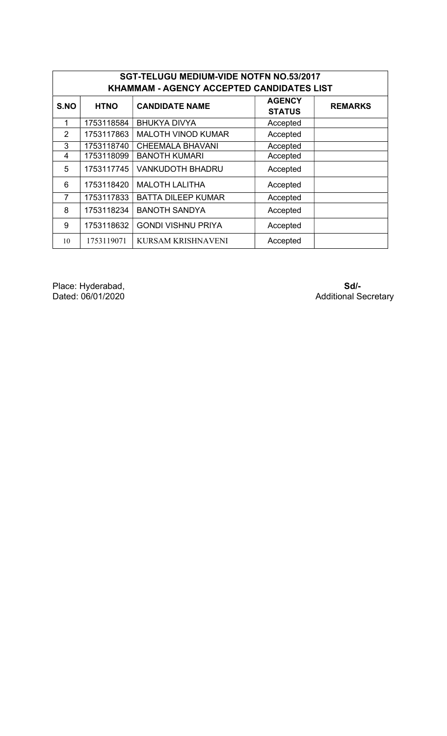## SGT-TELUGU MEDIUM-VIDE NOTFN NO.53/2017
## KHAMMAM - AGENCY ACCEPTED CANDIDATES LIST

| S.NO | HTNO | CANDIDATE NAME | AGENCY STATUS | REMARKS |
|---|---|---|---|---|
| 1 | 1753118584 | BHUKYA DIVYA | Accepted | |
| 2 | 1753117863 | MALOTH VINOD KUMAR | Accepted | |
| 3 | 1753118740 | CHEEMALA BHAVANI | Accepted | |
| 4 | 1753118099 | BANOTH KUMARI | Accepted | |
| 5 | 1753117745 | VANKUDOTH BHADRU | Accepted | |
| 6 | 1753118420 | MALOTH LALITHA | Accepted | |
| 7 | 1753117833 | BATTA DILEEP KUMAR | Accepted | |
| 8 | 1753118234 | BANOTH SANDYA | Accepted | |
| 9 | 1753118632 | GONDI VISHNU PRIYA | Accepted | |
| 10 | 1753119071 | KURSAM KRISHNAVENI | Accepted | |

Place: Hyderabad,
Dated: 06/01/2020

**Sd/-**
Additional Secretary